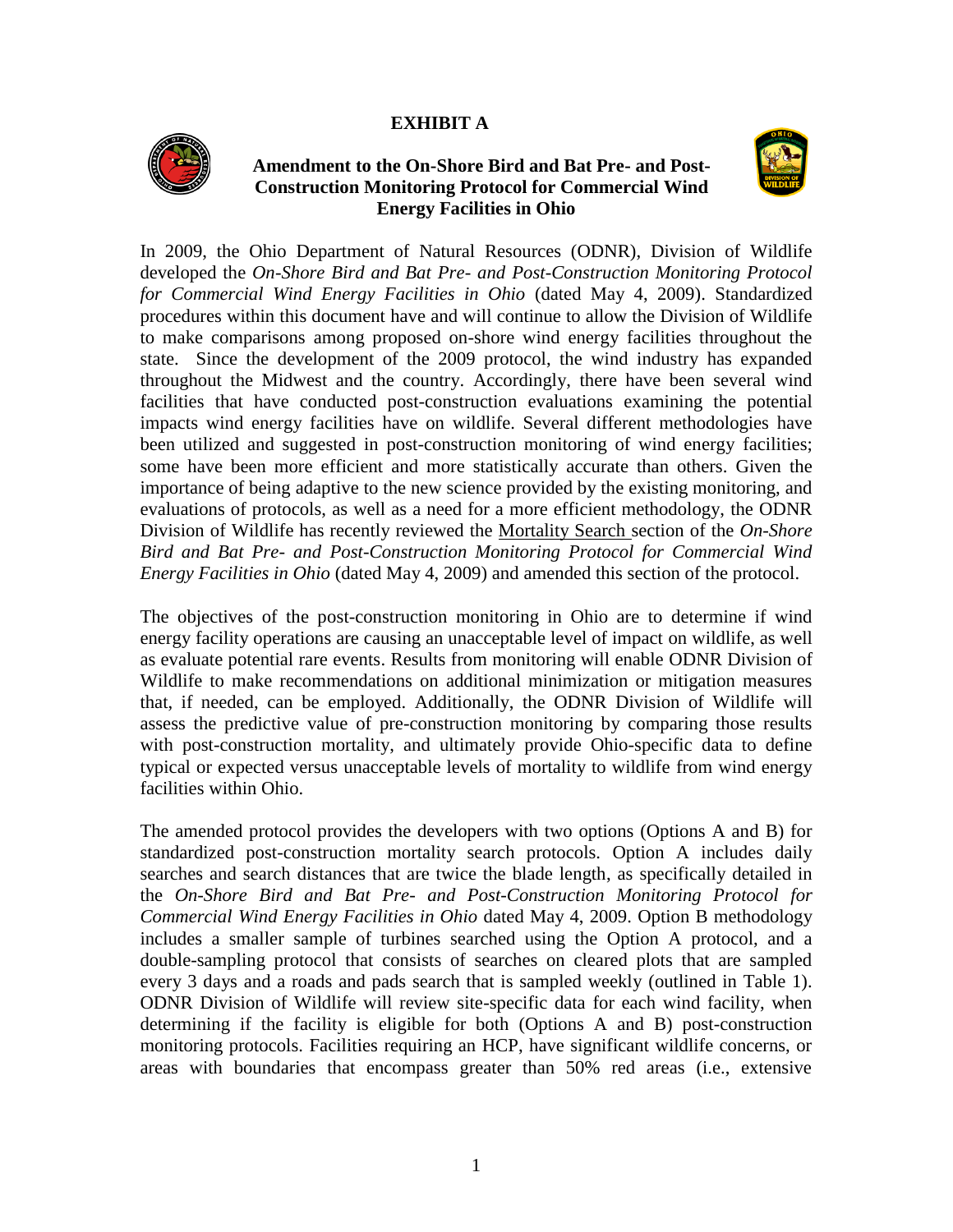**EXHIBIT A**

**Amendment to the On-Shore Bird and Bat Pre- and Post-Construction Monitoring Protocol for Commercial Wind Energy Facilities in Ohio**

In 2009, the Ohio Department of Natural Resources (ODNR), Division of Wildlife developed the *On-Shore Bird and Bat Pre- and Post-Construction Monitoring Protocol for Commercial Wind Energy Facilities in Ohio* (dated May 4, 2009). Standardized procedures within this document have and will continue to allow the Division of Wildlife to make comparisons among proposed on-shore wind energy facilities throughout the state. Since the development of the 2009 protocol, the wind industry has expanded throughout the Midwest and the country. Accordingly, there have been several wind facilities that have conducted post-construction evaluations examining the potential impacts wind energy facilities have on wildlife. Several different methodologies have been utilized and suggested in post-construction monitoring of wind energy facilities; some have been more efficient and more statistically accurate than others. Given the importance of being adaptive to the new science provided by the existing monitoring, and evaluations of protocols, as well as a need for a more efficient methodology, the ODNR Division of Wildlife has recently reviewed the Mortality Search section of the *On-Shore Bird and Bat Pre- and Post-Construction Monitoring Protocol for Commercial Wind Energy Facilities in Ohio* (dated May 4, 2009) and amended this section of the protocol.

The objectives of the post-construction monitoring in Ohio are to determine if wind energy facility operations are causing an unacceptable level of impact on wildlife, as well as evaluate potential rare events. Results from monitoring will enable ODNR Division of Wildlife to make recommendations on additional minimization or mitigation measures that, if needed, can be employed. Additionally, the ODNR Division of Wildlife will assess the predictive value of pre-construction monitoring by comparing those results with post-construction mortality, and ultimately provide Ohio-specific data to define typical or expected versus unacceptable levels of mortality to wildlife from wind energy facilities within Ohio.

The amended protocol provides the developers with two options (Options A and B) for standardized post-construction mortality search protocols. Option A includes daily searches and search distances that are twice the blade length, as specifically detailed in the *On-Shore Bird and Bat Pre- and Post-Construction Monitoring Protocol for Commercial Wind Energy Facilities in Ohio* dated May 4, 2009. Option B methodology includes a smaller sample of turbines searched using the Option A protocol, and a double-sampling protocol that consists of searches on cleared plots that are sampled every 3 days and a roads and pads search that is sampled weekly (outlined in Table 1). ODNR Division of Wildlife will review site-specific data for each wind facility, when determining if the facility is eligible for both (Options A and B) post-construction monitoring protocols. Facilities requiring an HCP, have significant wildlife concerns, or areas with boundaries that encompass greater than 50% red areas (i.e., extensive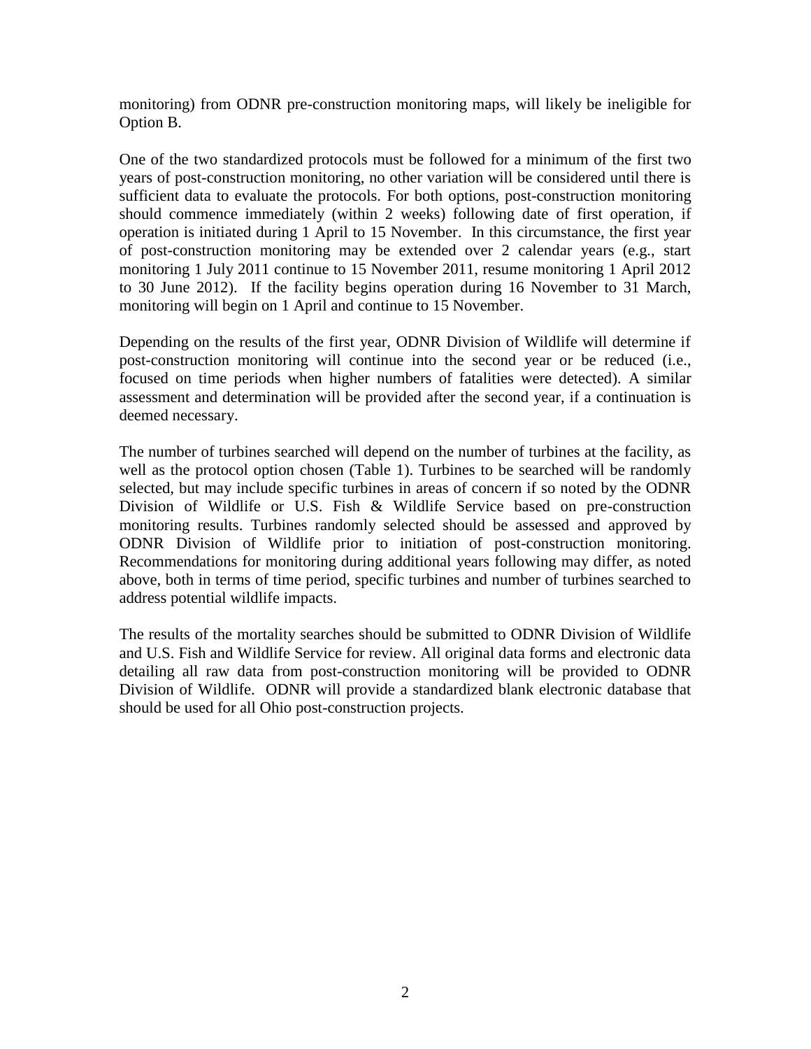monitoring) from ODNR pre-construction monitoring maps, will likely be ineligible for Option B.

One of the two standardized protocols must be followed for a minimum of the first two years of post-construction monitoring, no other variation will be considered until there is sufficient data to evaluate the protocols. For both options, post-construction monitoring should commence immediately (within 2 weeks) following date of first operation, if operation is initiated during 1 April to 15 November. In this circumstance, the first year of post-construction monitoring may be extended over 2 calendar years (e.g., start monitoring 1 July 2011 continue to 15 November 2011, resume monitoring 1 April 2012 to 30 June 2012). If the facility begins operation during 16 November to 31 March, monitoring will begin on 1 April and continue to 15 November.

Depending on the results of the first year, ODNR Division of Wildlife will determine if post-construction monitoring will continue into the second year or be reduced (i.e., focused on time periods when higher numbers of fatalities were detected). A similar assessment and determination will be provided after the second year, if a continuation is deemed necessary.

The number of turbines searched will depend on the number of turbines at the facility, as well as the protocol option chosen (Table 1). Turbines to be searched will be randomly selected, but may include specific turbines in areas of concern if so noted by the ODNR Division of Wildlife or U.S. Fish & Wildlife Service based on pre-construction monitoring results. Turbines randomly selected should be assessed and approved by ODNR Division of Wildlife prior to initiation of post-construction monitoring. Recommendations for monitoring during additional years following may differ, as noted above, both in terms of time period, specific turbines and number of turbines searched to address potential wildlife impacts.

The results of the mortality searches should be submitted to ODNR Division of Wildlife and U.S. Fish and Wildlife Service for review. All original data forms and electronic data detailing all raw data from post-construction monitoring will be provided to ODNR Division of Wildlife. ODNR will provide a standardized blank electronic database that should be used for all Ohio post-construction projects.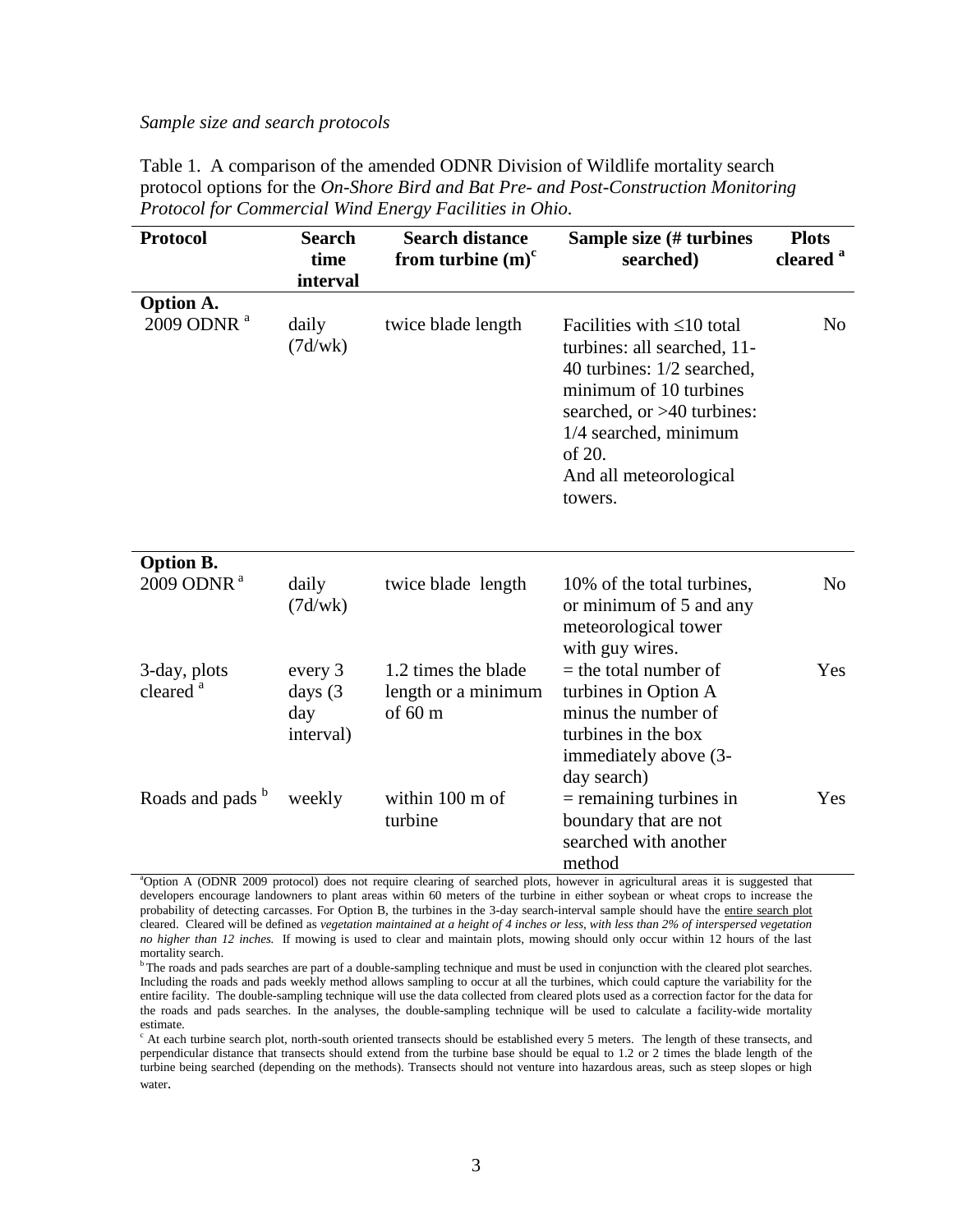*Sample size and search protocols*

Table 1. A comparison of the amended ODNR Division of Wildlife mortality search protocol options for the *On-Shore Bird and Bat Pre- and Post-Construction Monitoring Protocol for Commercial Wind Energy Facilities in Ohio*.

| **Protocol** | **Search time interval** | **Search distance from turbine (m)**[c] | **Sample size (# turbines searched)** | **Plots cleared** [a] |
|---|---|---|---|---|
| **Option A.** | | | | |
| 2009 ODNR [a] | daily (7d/wk) | twice blade length | Facilities with ≤10 total turbines: all searched, 11-40 turbines: 1/2 searched, minimum of 10 turbines searched, or >40 turbines: 1/4 searched, minimum of 20. And all meteorological towers. | No |
| **Option B.** | | | | |
| 2009 ODNR [a] | daily (7d/wk) | twice blade length | 10% of the total turbines, or minimum of 5 and any meteorological tower with guy wires. | No |
| 3-day, plots cleared [a] | every 3 days (3 day interval) | 1.2 times the blade length or a minimum of 60 m | = the total number of turbines in Option A minus the number of turbines in the box immediately above (3-day search) | Yes |
| Roads and pads [b] | weekly | within 100 m of turbine | = remaining turbines in boundary that are not searched with another method | Yes |

[a]Option A (ODNR 2009 protocol) does not require clearing of searched plots, however in agricultural areas it is suggested that developers encourage landowners to plant areas within 60 meters of the turbine in either soybean or wheat crops to increase the probability of detecting carcasses. For Option B, the turbines in the 3-day search-interval sample should have the entire search plot cleared. Cleared will be defined as *vegetation maintained at a height of 4 inches or less, with less than 2% of interspersed vegetation no higher than 12 inches.* If mowing is used to clear and maintain plots, mowing should only occur within 12 hours of the last mortality search.

[b] The roads and pads searches are part of a double-sampling technique and must be used in conjunction with the cleared plot searches. Including the roads and pads weekly method allows sampling to occur at all the turbines, which could capture the variability for the entire facility. The double-sampling technique will use the data collected from cleared plots used as a correction factor for the data for the roads and pads searches. In the analyses, the double-sampling technique will be used to calculate a facility-wide mortality estimate.

[c] At each turbine search plot, north-south oriented transects should be established every 5 meters. The length of these transects, and perpendicular distance that transects should extend from the turbine base should be equal to 1.2 or 2 times the blade length of the turbine being searched (depending on the methods). Transects should not venture into hazardous areas, such as steep slopes or high water.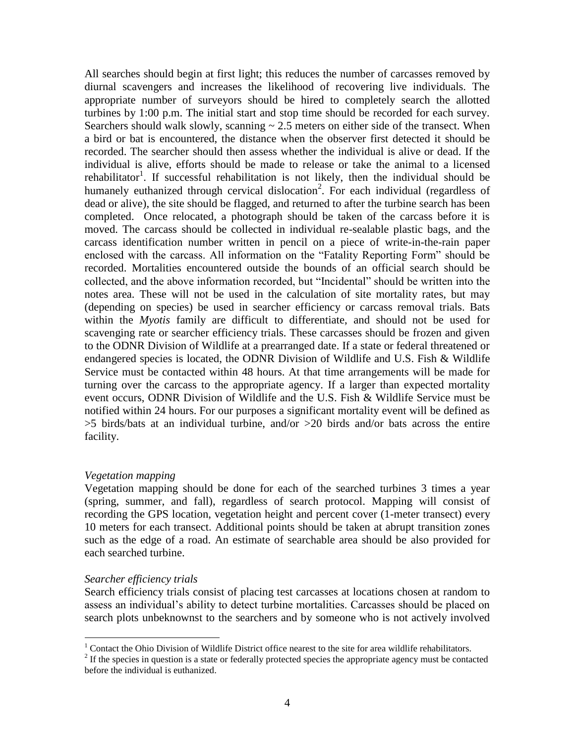All searches should begin at first light; this reduces the number of carcasses removed by diurnal scavengers and increases the likelihood of recovering live individuals. The appropriate number of surveyors should be hired to completely search the allotted turbines by 1:00 p.m. The initial start and stop time should be recorded for each survey. Searchers should walk slowly, scanning ~ 2.5 meters on either side of the transect. When a bird or bat is encountered, the distance when the observer first detected it should be recorded. The searcher should then assess whether the individual is alive or dead. If the individual is alive, efforts should be made to release or take the animal to a licensed rehabilitator[1]. If successful rehabilitation is not likely, then the individual should be humanely euthanized through cervical dislocation[2]. For each individual (regardless of dead or alive), the site should be flagged, and returned to after the turbine search has been completed. Once relocated, a photograph should be taken of the carcass before it is moved. The carcass should be collected in individual re-sealable plastic bags, and the carcass identification number written in pencil on a piece of write-in-the-rain paper enclosed with the carcass. All information on the "Fatality Reporting Form" should be recorded. Mortalities encountered outside the bounds of an official search should be collected, and the above information recorded, but "Incidental" should be written into the notes area. These will not be used in the calculation of site mortality rates, but may (depending on species) be used in searcher efficiency or carcass removal trials. Bats within the *Myotis* family are difficult to differentiate, and should not be used for scavenging rate or searcher efficiency trials. These carcasses should be frozen and given to the ODNR Division of Wildlife at a prearranged date. If a state or federal threatened or endangered species is located, the ODNR Division of Wildlife and U.S. Fish & Wildlife Service must be contacted within 48 hours. At that time arrangements will be made for turning over the carcass to the appropriate agency. If a larger than expected mortality event occurs, ODNR Division of Wildlife and the U.S. Fish & Wildlife Service must be notified within 24 hours. For our purposes a significant mortality event will be defined as >5 birds/bats at an individual turbine, and/or >20 birds and/or bats across the entire facility.

*Vegetation mapping*

Vegetation mapping should be done for each of the searched turbines 3 times a year (spring, summer, and fall), regardless of search protocol. Mapping will consist of recording the GPS location, vegetation height and percent cover (1-meter transect) every 10 meters for each transect. Additional points should be taken at abrupt transition zones such as the edge of a road. An estimate of searchable area should be also provided for each searched turbine.

*Searcher efficiency trials*

Search efficiency trials consist of placing test carcasses at locations chosen at random to assess an individual's ability to detect turbine mortalities. Carcasses should be placed on search plots unbeknownst to the searchers and by someone who is not actively involved

---

[1] Contact the Ohio Division of Wildlife District office nearest to the site for area wildlife rehabilitators.

[2] If the species in question is a state or federally protected species the appropriate agency must be contacted before the individual is euthanized.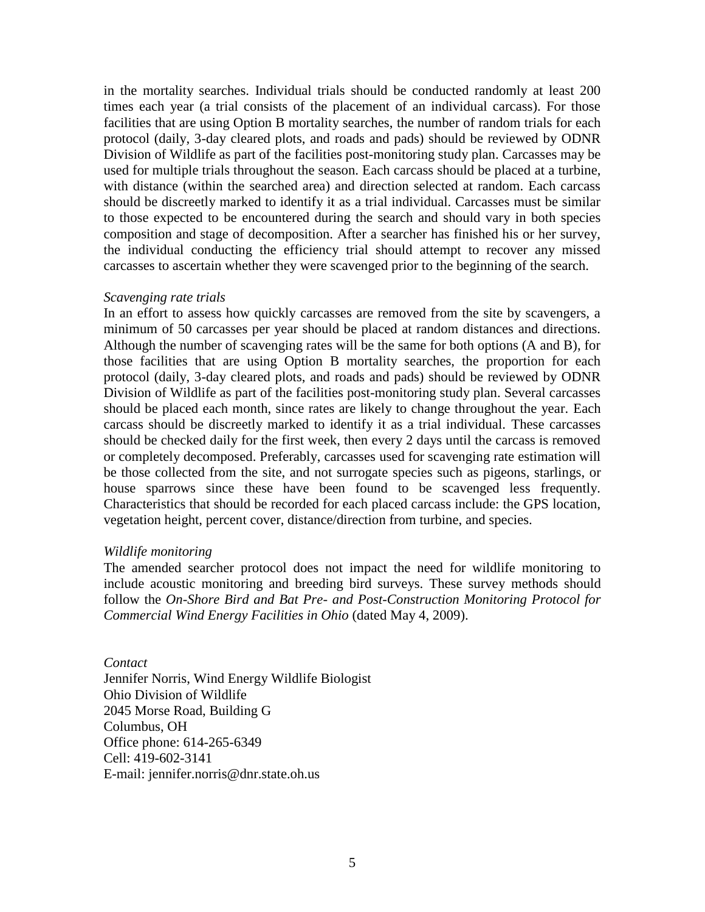in the mortality searches. Individual trials should be conducted randomly at least 200 times each year (a trial consists of the placement of an individual carcass). For those facilities that are using Option B mortality searches, the number of random trials for each protocol (daily, 3-day cleared plots, and roads and pads) should be reviewed by ODNR Division of Wildlife as part of the facilities post-monitoring study plan. Carcasses may be used for multiple trials throughout the season. Each carcass should be placed at a turbine, with distance (within the searched area) and direction selected at random. Each carcass should be discreetly marked to identify it as a trial individual. Carcasses must be similar to those expected to be encountered during the search and should vary in both species composition and stage of decomposition. After a searcher has finished his or her survey, the individual conducting the efficiency trial should attempt to recover any missed carcasses to ascertain whether they were scavenged prior to the beginning of the search.

*Scavenging rate trials*

In an effort to assess how quickly carcasses are removed from the site by scavengers, a minimum of 50 carcasses per year should be placed at random distances and directions. Although the number of scavenging rates will be the same for both options (A and B), for those facilities that are using Option B mortality searches, the proportion for each protocol (daily, 3-day cleared plots, and roads and pads) should be reviewed by ODNR Division of Wildlife as part of the facilities post-monitoring study plan. Several carcasses should be placed each month, since rates are likely to change throughout the year. Each carcass should be discreetly marked to identify it as a trial individual. These carcasses should be checked daily for the first week, then every 2 days until the carcass is removed or completely decomposed. Preferably, carcasses used for scavenging rate estimation will be those collected from the site, and not surrogate species such as pigeons, starlings, or house sparrows since these have been found to be scavenged less frequently. Characteristics that should be recorded for each placed carcass include: the GPS location, vegetation height, percent cover, distance/direction from turbine, and species.

*Wildlife monitoring*

The amended searcher protocol does not impact the need for wildlife monitoring to include acoustic monitoring and breeding bird surveys. These survey methods should follow the *On-Shore Bird and Bat Pre- and Post-Construction Monitoring Protocol for Commercial Wind Energy Facilities in Ohio* (dated May 4, 2009).

*Contact*

Jennifer Norris, Wind Energy Wildlife Biologist
Ohio Division of Wildlife
2045 Morse Road, Building G
Columbus, OH
Office phone: 614-265-6349
Cell: 419-602-3141
E-mail: jennifer.norris@dnr.state.oh.us